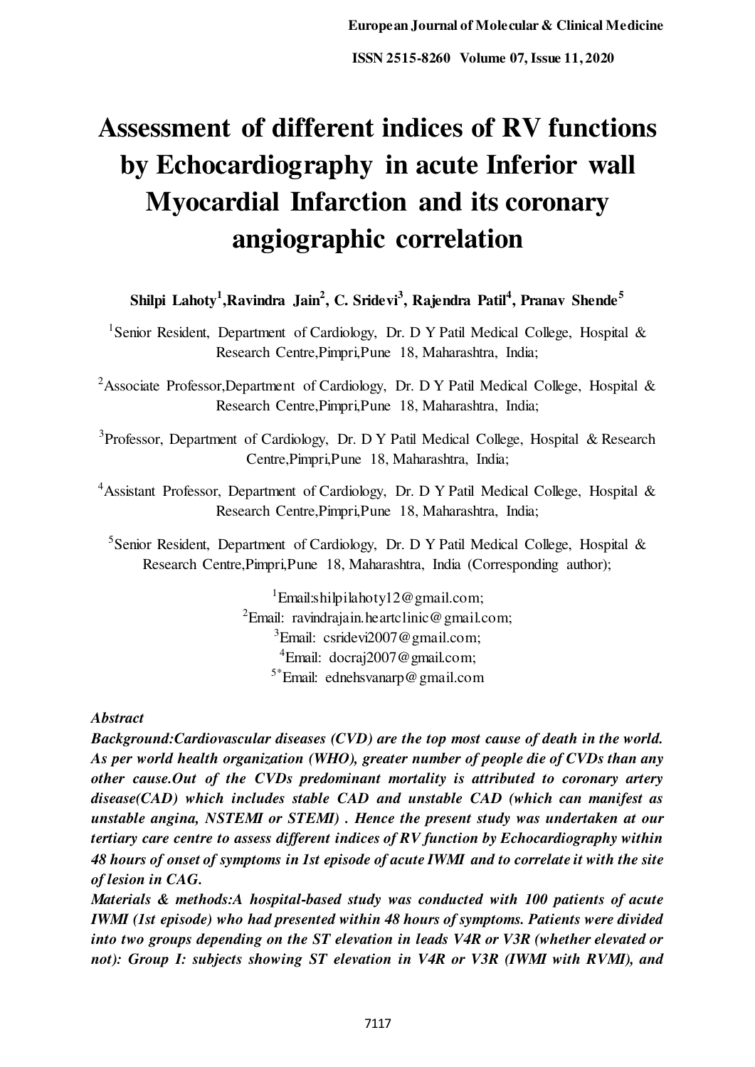# Assessment of different indices of RV functions by Echocardiography in acute Inferior wall Myocardial Infarction and its coronary angiographic correlation

**Shilpi Lahoty[1], Ravindra Jain[2], C. Sridevi[3], Rajendra Patil[4], Pranav Shende[5]**

[1]Senior Resident, Department of Cardiology, Dr. D Y Patil Medical College, Hospital & Research Centre,Pimpri,Pune 18, Maharashtra, India;

[2]Associate Professor,Department of Cardiology, Dr. D Y Patil Medical College, Hospital & Research Centre,Pimpri,Pune 18, Maharashtra, India;

[3]Professor, Department of Cardiology, Dr. D Y Patil Medical College, Hospital & Research Centre,Pimpri,Pune 18, Maharashtra, India;

[4]Assistant Professor, Department of Cardiology, Dr. D Y Patil Medical College, Hospital & Research Centre,Pimpri,Pune 18, Maharashtra, India;

[5]Senior Resident, Department of Cardiology, Dr. D Y Patil Medical College, Hospital & Research Centre,Pimpri,Pune 18, Maharashtra, India (Corresponding author);

[1]Email:shilpilahoty12@gmail.com;
[2]Email: ravindrajain.heartclinic@gmail.com;
[3]Email: csridevi2007@gmail.com;
[4]Email: docraj2007@gmail.com;
[5*]Email: ednehsvanarp@gmail.com

*Abstract*

***Background:**Cardiovascular diseases (CVD) are the top most cause of death in the world. As per world health organization (WHO), greater number of people die of CVDs than any other cause.Out of the CVDs predominant mortality is attributed to coronary artery disease(CAD) which includes stable CAD and unstable CAD (which can manifest as unstable angina, NSTEMI or STEMI) . Hence the present study was undertaken at our tertiary care centre to assess different indices of RV function by Echocardiography within 48 hours of onset of symptoms in 1st episode of acute IWMI and to correlate it with the site of lesion in CAG.*

***Materials & methods:**A hospital-based study was conducted with 100 patients of acute IWMI (1st episode) who had presented within 48 hours of symptoms. Patients were divided into two groups depending on the ST elevation in leads V4R or V3R (whether elevated or not): Group I: subjects showing ST elevation in V4R or V3R (IWMI with RVMI), and*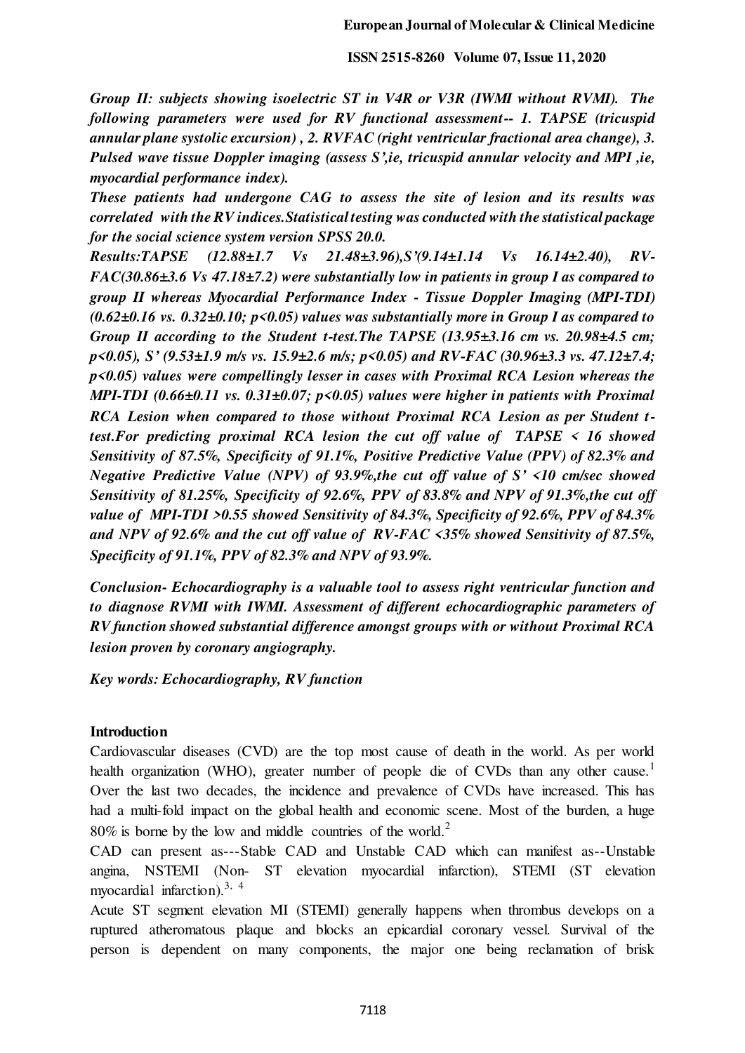*Group II: subjects showing isoelectric ST in V4R or V3R (IWMI without RVMI). The following parameters were used for RV functional assessment-- 1. TAPSE (tricuspid annular plane systolic excursion) , 2. RVFAC (right ventricular fractional area change), 3. Pulsed wave tissue Doppler imaging (assess S',ie, tricuspid annular velocity and MPI ,ie, myocardial performance index).*

*These patients had undergone CAG to assess the site of lesion and its results was correlated with the RV indices.Statistical testing was conducted with the statistical package for the social science system version SPSS 20.0.*

*Results:TAPSE (12.88±1.7 Vs 21.48±3.96),S'(9.14±1.14 Vs 16.14±2.40), RV-FAC(30.86±3.6 Vs 47.18±7.2) were substantially low in patients in group I as compared to group II whereas Myocardial Performance Index - Tissue Doppler Imaging (MPI-TDI) (0.62±0.16 vs. 0.32±0.10; $p<0.05$) values was substantially more in Group I as compared to Group II according to the Student t-test.The TAPSE (13.95±3.16 cm vs. 20.98±4.5 cm; $p<0.05$), S' (9.53±1.9 m/s vs. 15.9±2.6 m/s; $p<0.05$) and RV-FAC (30.96±3.3 vs. 47.12±7.4; $p<0.05$) values were compellingly lesser in cases with Proximal RCA Lesion whereas the MPI-TDI (0.66±0.11 vs. 0.31±0.07; $p<0.05$) values were higher in patients with Proximal RCA Lesion when compared to those without Proximal RCA Lesion as per Student t-test.For predicting proximal RCA lesion the cut off value of TAPSE < 16 showed Sensitivity of 87.5%, Specificity of 91.1%, Positive Predictive Value (PPV) of 82.3% and Negative Predictive Value (NPV) of 93.9%,the cut off value of S' <10 cm/sec showed Sensitivity of 81.25%, Specificity of 92.6%, PPV of 83.8% and NPV of 91.3%,the cut off value of MPI-TDI >0.55 showed Sensitivity of 84.3%, Specificity of 92.6%, PPV of 84.3% and NPV of 92.6% and the cut off value of RV-FAC <35% showed Sensitivity of 87.5%, Specificity of 91.1%, PPV of 82.3% and NPV of 93.9%.*

*Conclusion- Echocardiography is a valuable tool to assess right ventricular function and to diagnose RVMI with IWMI. Assessment of different echocardiographic parameters of RV function showed substantial difference amongst groups with or without Proximal RCA lesion proven by coronary angiography.*

*Key words: Echocardiography, RV function*

## Introduction

Cardiovascular diseases (CVD) are the top most cause of death in the world. As per world health organization (WHO), greater number of people die of CVDs than any other cause.[1] Over the last two decades, the incidence and prevalence of CVDs have increased. This has had a multi-fold impact on the global health and economic scene. Most of the burden, a huge 80% is borne by the low and middle countries of the world.[2]

CAD can present as---Stable CAD and Unstable CAD which can manifest as--Unstable angina, NSTEMI (Non- ST elevation myocardial infarction), STEMI (ST elevation myocardial infarction).[3, 4]

Acute ST segment elevation MI (STEMI) generally happens when thrombus develops on a ruptured atheromatous plaque and blocks an epicardial coronary vessel. Survival of the person is dependent on many components, the major one being reclamation of brisk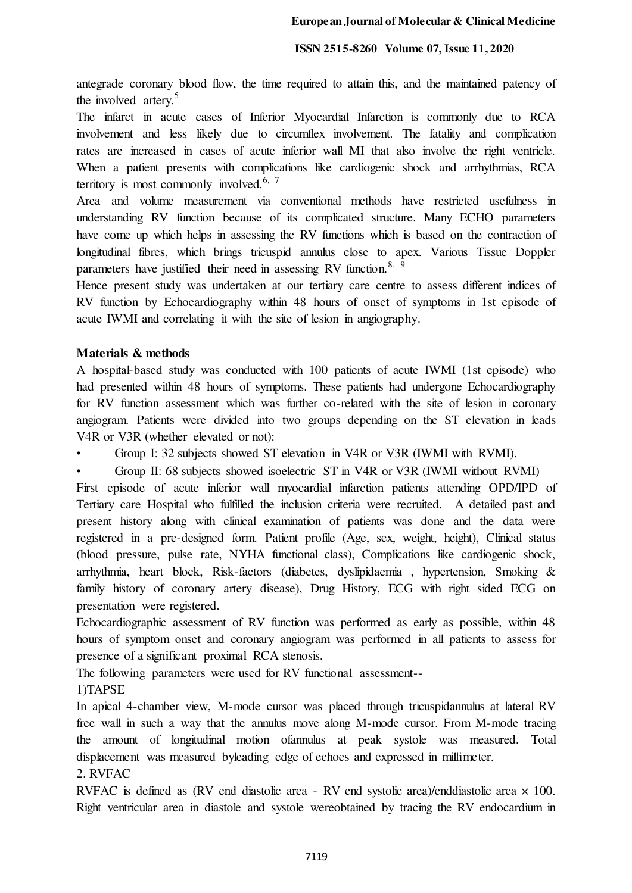antegrade coronary blood flow, the time required to attain this, and the maintained patency of the involved artery.[5]

The infarct in acute cases of Inferior Myocardial Infarction is commonly due to RCA involvement and less likely due to circumflex involvement. The fatality and complication rates are increased in cases of acute inferior wall MI that also involve the right ventricle. When a patient presents with complications like cardiogenic shock and arrhythmias, RCA territory is most commonly involved.[6, 7]

Area and volume measurement via conventional methods have restricted usefulness in understanding RV function because of its complicated structure. Many ECHO parameters have come up which helps in assessing the RV functions which is based on the contraction of longitudinal fibres, which brings tricuspid annulus close to apex. Various Tissue Doppler parameters have justified their need in assessing RV function.[8, 9]

Hence present study was undertaken at our tertiary care centre to assess different indices of RV function by Echocardiography within 48 hours of onset of symptoms in 1st episode of acute IWMI and correlating it with the site of lesion in angiography.

**Materials & methods**

A hospital-based study was conducted with 100 patients of acute IWMI (1st episode) who had presented within 48 hours of symptoms. These patients had undergone Echocardiography for RV function assessment which was further co-related with the site of lesion in coronary angiogram. Patients were divided into two groups depending on the ST elevation in leads V4R or V3R (whether elevated or not):

- Group I: 32 subjects showed ST elevation in V4R or V3R (IWMI with RVMI).
- Group II: 68 subjects showed isoelectric ST in V4R or V3R (IWMI without RVMI)

First episode of acute inferior wall myocardial infarction patients attending OPD/IPD of Tertiary care Hospital who fulfilled the inclusion criteria were recruited. A detailed past and present history along with clinical examination of patients was done and the data were registered in a pre-designed form. Patient profile (Age, sex, weight, height), Clinical status (blood pressure, pulse rate, NYHA functional class), Complications like cardiogenic shock, arrhythmia, heart block, Risk-factors (diabetes, dyslipidaemia , hypertension, Smoking & family history of coronary artery disease), Drug History, ECG with right sided ECG on presentation were registered.

Echocardiographic assessment of RV function was performed as early as possible, within 48 hours of symptom onset and coronary angiogram was performed in all patients to assess for presence of a significant proximal RCA stenosis.

The following parameters were used for RV functional assessment--

1)TAPSE

In apical 4-chamber view, M-mode cursor was placed through tricuspidannulus at lateral RV free wall in such a way that the annulus move along M-mode cursor. From M-mode tracing the amount of longitudinal motion ofannulus at peak systole was measured. Total displacement was measured byleading edge of echoes and expressed in millimeter.

2. RVFAC

RVFAC is defined as (RV end diastolic area - RV end systolic area)/enddiastolic area $\times$ 100. Right ventricular area in diastole and systole wereobtained by tracing the RV endocardium in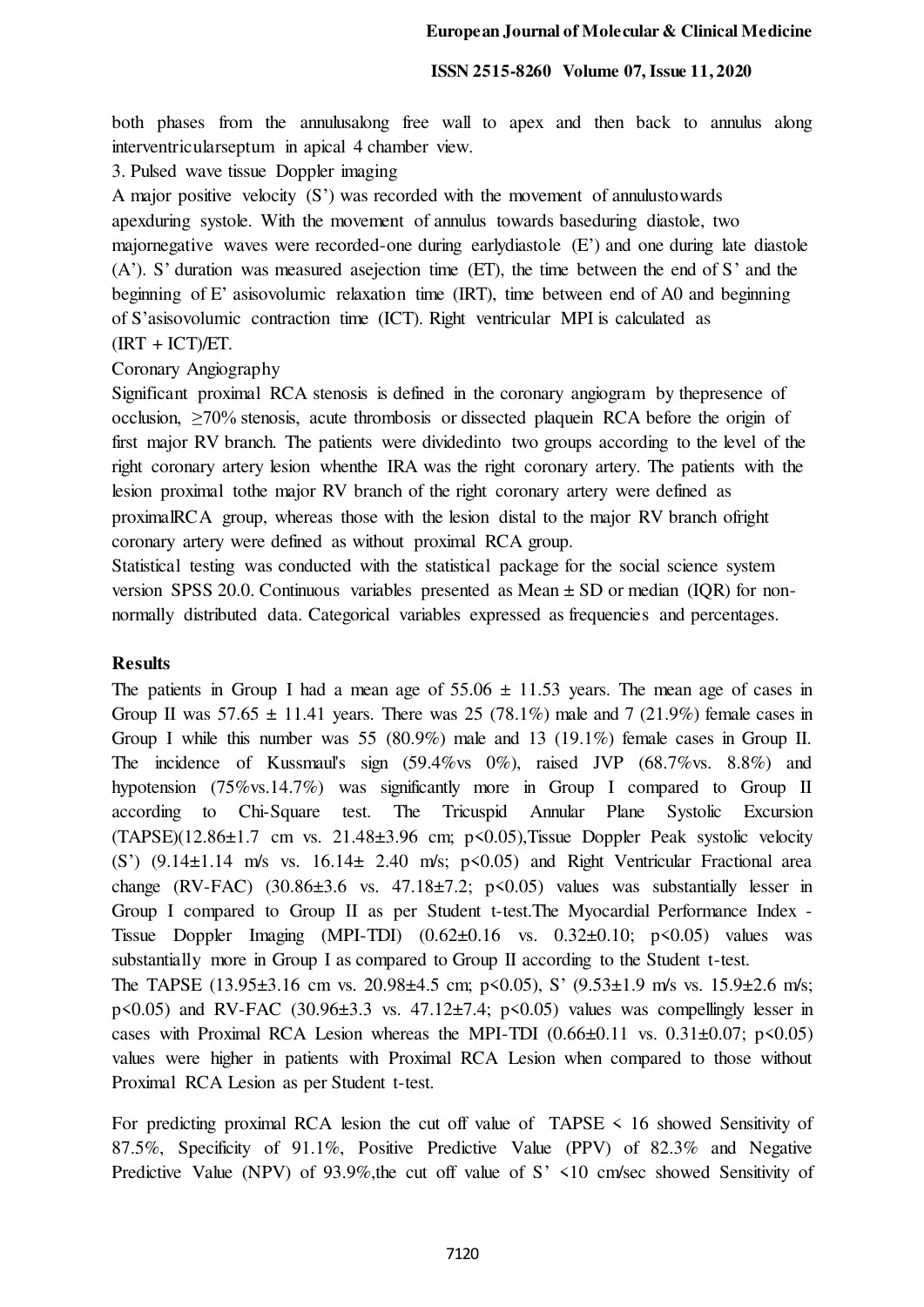both phases from the annulusalong free wall to apex and then back to annulus along interventricularseptum in apical 4 chamber view.

3. Pulsed wave tissue Doppler imaging

A major positive velocity (S') was recorded with the movement of annulustowards apexduring systole. With the movement of annulus towards baseduring diastole, two majornegative waves were recorded-one during earlydiastole (E') and one during late diastole (A'). S' duration was measured asejection time (ET), the time between the end of S' and the beginning of E' asisovolumic relaxation time (IRT), time between end of A0 and beginning of S'asisovolumic contraction time (ICT). Right ventricular MPI is calculated as (IRT + ICT)/ET.

Coronary Angiography

Significant proximal RCA stenosis is defined in the coronary angiogram by thepresence of occlusion, ≥70% stenosis, acute thrombosis or dissected plaquein RCA before the origin of first major RV branch. The patients were dividedinto two groups according to the level of the right coronary artery lesion whenthe IRA was the right coronary artery. The patients with the lesion proximal tothe major RV branch of the right coronary artery were defined as proximalRCA group, whereas those with the lesion distal to the major RV branch ofright coronary artery were defined as without proximal RCA group.

Statistical testing was conducted with the statistical package for the social science system version SPSS 20.0. Continuous variables presented as Mean ± SD or median (IQR) for non-normally distributed data. Categorical variables expressed as frequencies and percentages.

## Results

The patients in Group I had a mean age of 55.06 ± 11.53 years. The mean age of cases in Group II was 57.65 ± 11.41 years. There was 25 (78.1%) male and 7 (21.9%) female cases in Group I while this number was 55 (80.9%) male and 13 (19.1%) female cases in Group II. The incidence of Kussmaul's sign (59.4%vs 0%), raised JVP (68.7%vs. 8.8%) and hypotension (75%vs.14.7%) was significantly more in Group I compared to Group II according to Chi-Square test. The Tricuspid Annular Plane Systolic Excursion (TAPSE)(12.86±1.7 cm vs. 21.48±3.96 cm; $p<0.05$),Tissue Doppler Peak systolic velocity (S') (9.14±1.14 m/s vs. 16.14± 2.40 m/s; $p<0.05$) and Right Ventricular Fractional area change (RV-FAC) (30.86±3.6 vs. 47.18±7.2; $p<0.05$) values was substantially lesser in Group I compared to Group II as per Student t-test.The Myocardial Performance Index - Tissue Doppler Imaging (MPI-TDI) (0.62±0.16 vs. 0.32±0.10; $p<0.05$) values was substantially more in Group I as compared to Group II according to the Student t-test.

The TAPSE (13.95±3.16 cm vs. 20.98±4.5 cm; $p<0.05$), S' (9.53±1.9 m/s vs. 15.9±2.6 m/s; $p<0.05$) and RV-FAC (30.96±3.3 vs. 47.12±7.4; $p<0.05$) values was compellingly lesser in cases with Proximal RCA Lesion whereas the MPI-TDI (0.66±0.11 vs. 0.31±0.07; $p<0.05$) values were higher in patients with Proximal RCA Lesion when compared to those without Proximal RCA Lesion as per Student t-test.

For predicting proximal RCA lesion the cut off value of TAPSE < 16 showed Sensitivity of 87.5%, Specificity of 91.1%, Positive Predictive Value (PPV) of 82.3% and Negative Predictive Value (NPV) of 93.9%,the cut off value of S' <10 cm/sec showed Sensitivity of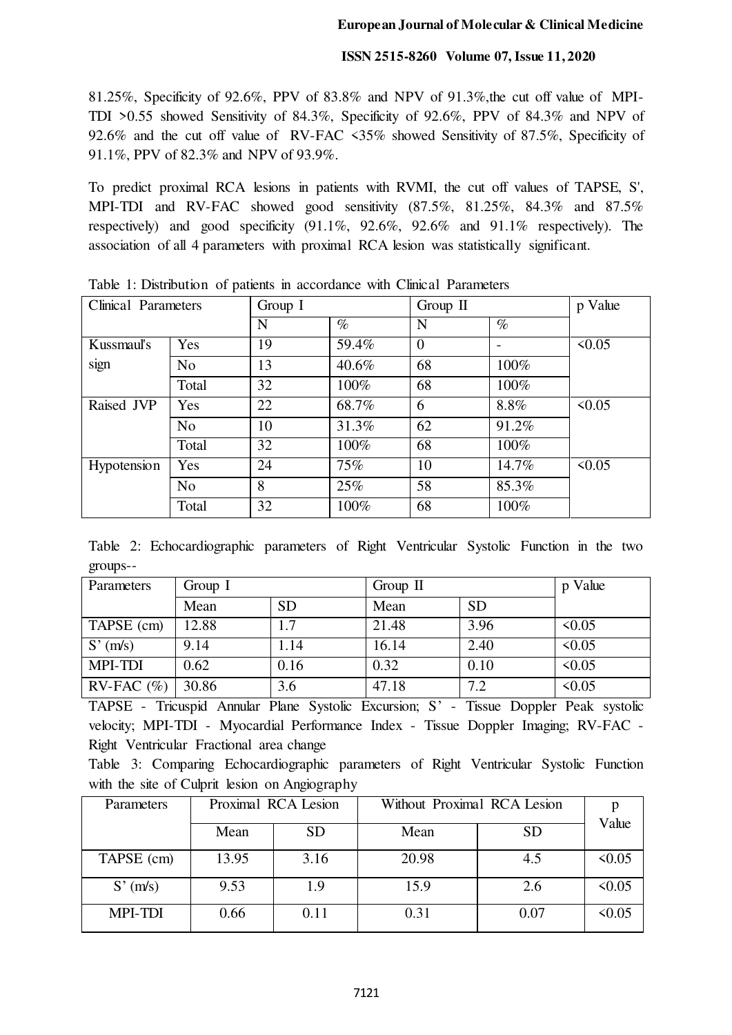81.25%, Specificity of 92.6%, PPV of 83.8% and NPV of 91.3%,the cut off value of MPI-TDI >0.55 showed Sensitivity of 84.3%, Specificity of 92.6%, PPV of 84.3% and NPV of 92.6% and the cut off value of RV-FAC <35% showed Sensitivity of 87.5%, Specificity of 91.1%, PPV of 82.3% and NPV of 93.9%.

To predict proximal RCA lesions in patients with RVMI, the cut off values of TAPSE, S', MPI-TDI and RV-FAC showed good sensitivity (87.5%, 81.25%, 84.3% and 87.5% respectively) and good specificity (91.1%, 92.6%, 92.6% and 91.1% respectively). The association of all 4 parameters with proximal RCA lesion was statistically significant.

Table 1: Distribution of patients in accordance with Clinical Parameters

| Clinical Parameters | | Group I | | Group II | | p Value |
|---|---|---|---|---|---|---|
| | | N | % | N | % | |
| Kussmaul's sign | Yes | 19 | 59.4% | 0 | - | <0.05 |
| | No | 13 | 40.6% | 68 | 100% | |
| | Total | 32 | 100% | 68 | 100% | |
| Raised JVP | Yes | 22 | 68.7% | 6 | 8.8% | <0.05 |
| | No | 10 | 31.3% | 62 | 91.2% | |
| | Total | 32 | 100% | 68 | 100% | |
| Hypotension | Yes | 24 | 75% | 10 | 14.7% | <0.05 |
| | No | 8 | 25% | 58 | 85.3% | |
| | Total | 32 | 100% | 68 | 100% | |

Table 2: Echocardiographic parameters of Right Ventricular Systolic Function in the two groups--

| Parameters | Group I | | Group II | | p Value |
|---|---|---|---|---|---|
| | Mean | SD | Mean | SD | |
| TAPSE (cm) | 12.88 | 1.7 | 21.48 | 3.96 | <0.05 |
| S' (m/s) | 9.14 | 1.14 | 16.14 | 2.40 | <0.05 |
| MPI-TDI | 0.62 | 0.16 | 0.32 | 0.10 | <0.05 |
| RV-FAC (%) | 30.86 | 3.6 | 47.18 | 7.2 | <0.05 |

TAPSE - Tricuspid Annular Plane Systolic Excursion; S' - Tissue Doppler Peak systolic velocity; MPI-TDI - Myocardial Performance Index - Tissue Doppler Imaging; RV-FAC - Right Ventricular Fractional area change

Table 3: Comparing Echocardiographic parameters of Right Ventricular Systolic Function with the site of Culprit lesion on Angiography

| Parameters | Proximal RCA Lesion | | Without Proximal RCA Lesion | | p Value |
|---|---|---|---|---|---|
| | Mean | SD | Mean | SD | |
| TAPSE (cm) | 13.95 | 3.16 | 20.98 | 4.5 | <0.05 |
| S' (m/s) | 9.53 | 1.9 | 15.9 | 2.6 | <0.05 |
| MPI-TDI | 0.66 | 0.11 | 0.31 | 0.07 | <0.05 |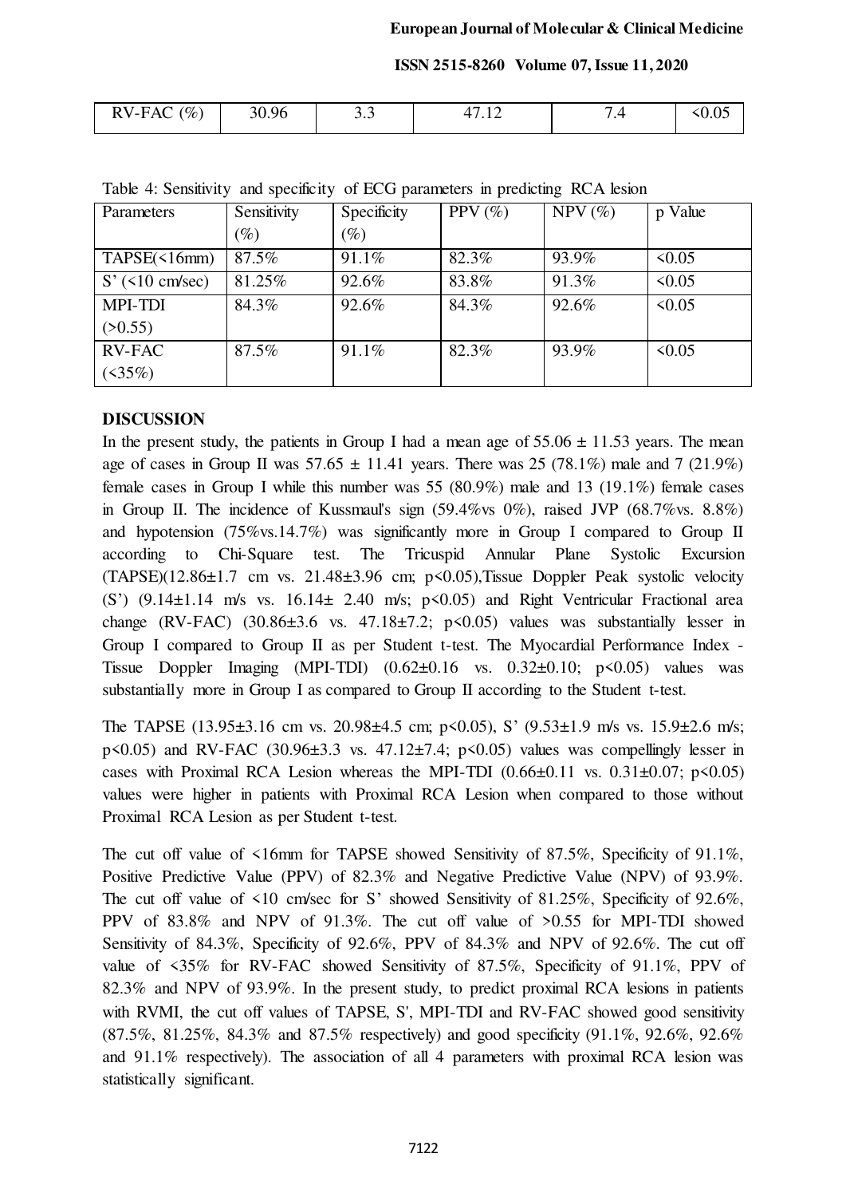| RV-FAC (%) | 30.96 | 3.3 | 47.12 | 7.4 | <0.05 |
|---|---|---|---|---|---|

Table 4: Sensitivity and specificity of ECG parameters in predicting RCA lesion

| Parameters | Sensitivity (%) | Specificity (%) | PPV (%) | NPV (%) | p Value |
|---|---|---|---|---|---|
| TAPSE(<16mm) | 87.5% | 91.1% | 82.3% | 93.9% | <0.05 |
| S' (<10 cm/sec) | 81.25% | 92.6% | 83.8% | 91.3% | <0.05 |
| MPI-TDI (>0.55) | 84.3% | 92.6% | 84.3% | 92.6% | <0.05 |
| RV-FAC (<35%) | 87.5% | 91.1% | 82.3% | 93.9% | <0.05 |

## DISCUSSION

In the present study, the patients in Group I had a mean age of 55.06 ± 11.53 years. The mean age of cases in Group II was 57.65 ± 11.41 years. There was 25 (78.1%) male and 7 (21.9%) female cases in Group I while this number was 55 (80.9%) male and 13 (19.1%) female cases in Group II. The incidence of Kussmaul's sign (59.4%vs 0%), raised JVP (68.7%vs. 8.8%) and hypotension (75%vs.14.7%) was significantly more in Group I compared to Group II according to Chi-Square test. The Tricuspid Annular Plane Systolic Excursion (TAPSE)(12.86±1.7 cm vs. 21.48±3.96 cm; $p<0.05$),Tissue Doppler Peak systolic velocity (S') (9.14±1.14 m/s vs. 16.14± 2.40 m/s; $p<0.05$) and Right Ventricular Fractional area change (RV-FAC) (30.86±3.6 vs. 47.18±7.2; $p<0.05$) values was substantially lesser in Group I compared to Group II as per Student t-test. The Myocardial Performance Index - Tissue Doppler Imaging (MPI-TDI) (0.62±0.16 vs. 0.32±0.10; $p<0.05$) values was substantially more in Group I as compared to Group II according to the Student t-test.

The TAPSE (13.95±3.16 cm vs. 20.98±4.5 cm; $p<0.05$), S' (9.53±1.9 m/s vs. 15.9±2.6 m/s; $p<0.05$) and RV-FAC (30.96±3.3 vs. 47.12±7.4; $p<0.05$) values was compellingly lesser in cases with Proximal RCA Lesion whereas the MPI-TDI (0.66±0.11 vs. 0.31±0.07; $p<0.05$) values were higher in patients with Proximal RCA Lesion when compared to those without Proximal RCA Lesion as per Student t-test.

The cut off value of <16mm for TAPSE showed Sensitivity of 87.5%, Specificity of 91.1%, Positive Predictive Value (PPV) of 82.3% and Negative Predictive Value (NPV) of 93.9%. The cut off value of <10 cm/sec for S' showed Sensitivity of 81.25%, Specificity of 92.6%, PPV of 83.8% and NPV of 91.3%. The cut off value of >0.55 for MPI-TDI showed Sensitivity of 84.3%, Specificity of 92.6%, PPV of 84.3% and NPV of 92.6%. The cut off value of <35% for RV-FAC showed Sensitivity of 87.5%, Specificity of 91.1%, PPV of 82.3% and NPV of 93.9%. In the present study, to predict proximal RCA lesions in patients with RVMI, the cut off values of TAPSE, S', MPI-TDI and RV-FAC showed good sensitivity (87.5%, 81.25%, 84.3% and 87.5% respectively) and good specificity (91.1%, 92.6%, 92.6% and 91.1% respectively). The association of all 4 parameters with proximal RCA lesion was statistically significant.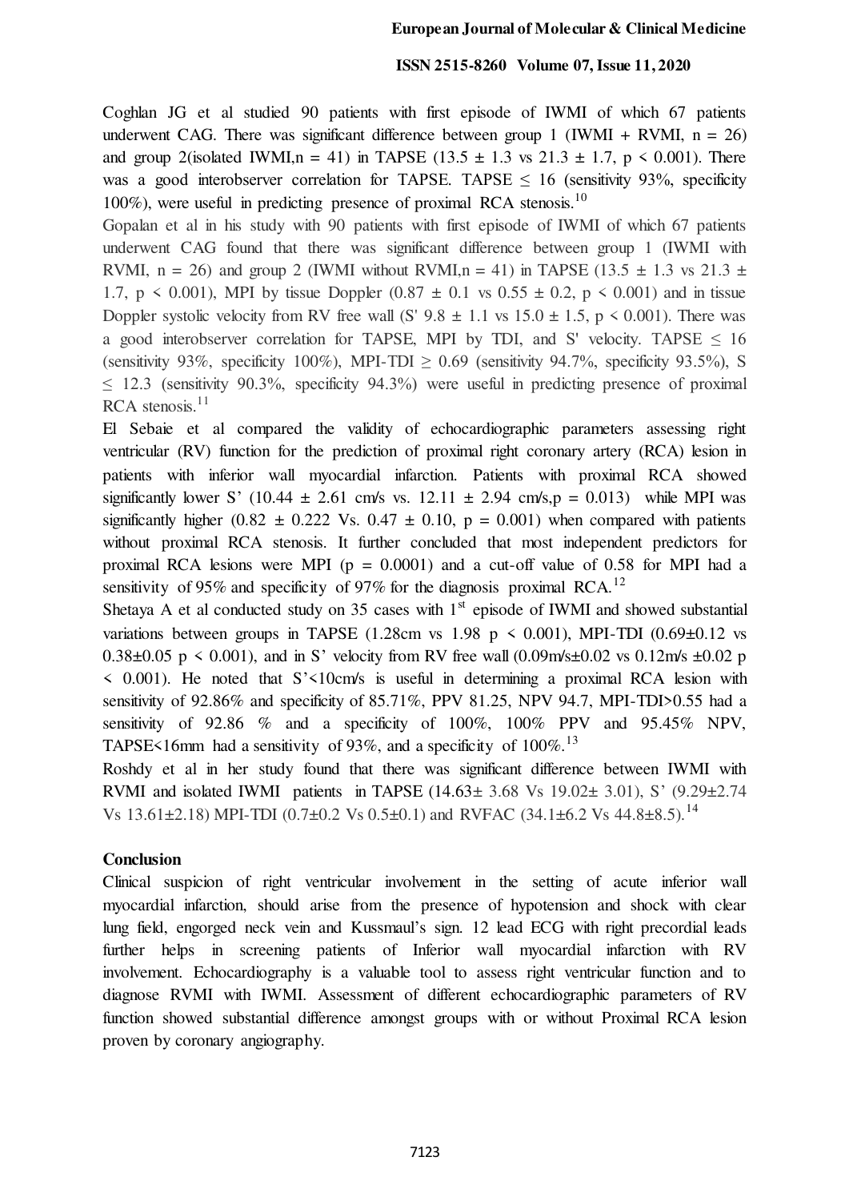Coghlan JG et al studied 90 patients with first episode of IWMI of which 67 patients underwent CAG. There was significant difference between group 1 (IWMI + RVMI, n = 26) and group 2(isolated IWMI,n = 41) in TAPSE (13.5 ± 1.3 vs 21.3 ± 1.7, p < 0.001). There was a good interobserver correlation for TAPSE. TAPSE ≤ 16 (sensitivity 93%, specificity 100%), were useful in predicting presence of proximal RCA stenosis.[10]

Gopalan et al in his study with 90 patients with first episode of IWMI of which 67 patients underwent CAG found that there was significant difference between group 1 (IWMI with RVMI, n = 26) and group 2 (IWMI without RVMI,n = 41) in TAPSE (13.5 ± 1.3 vs 21.3 ± 1.7, p < 0.001), MPI by tissue Doppler (0.87 ± 0.1 vs 0.55 ± 0.2, p < 0.001) and in tissue Doppler systolic velocity from RV free wall (S' 9.8 ± 1.1 vs 15.0 ± 1.5, p < 0.001). There was a good interobserver correlation for TAPSE, MPI by TDI, and S' velocity. TAPSE ≤ 16 (sensitivity 93%, specificity 100%), MPI-TDI ≥ 0.69 (sensitivity 94.7%, specificity 93.5%), S ≤ 12.3 (sensitivity 90.3%, specificity 94.3%) were useful in predicting presence of proximal RCA stenosis.[11]

El Sebaie et al compared the validity of echocardiographic parameters assessing right ventricular (RV) function for the prediction of proximal right coronary artery (RCA) lesion in patients with inferior wall myocardial infarction. Patients with proximal RCA showed significantly lower S' (10.44 ± 2.61 cm/s vs. 12.11 ± 2.94 cm/s,p = 0.013) while MPI was significantly higher (0.82 ± 0.222 Vs. 0.47 ± 0.10, p = 0.001) when compared with patients without proximal RCA stenosis. It further concluded that most independent predictors for proximal RCA lesions were MPI (p = 0.0001) and a cut-off value of 0.58 for MPI had a sensitivity of 95% and specificity of 97% for the diagnosis proximal RCA.[12]

Shetaya A et al conducted study on 35 cases with 1st episode of IWMI and showed substantial variations between groups in TAPSE (1.28cm vs 1.98 p < 0.001), MPI-TDI (0.69±0.12 vs 0.38±0.05 p < 0.001), and in S' velocity from RV free wall (0.09m/s±0.02 vs 0.12m/s ±0.02 p < 0.001). He noted that S'<10cm/s is useful in determining a proximal RCA lesion with sensitivity of 92.86% and specificity of 85.71%, PPV 81.25, NPV 94.7, MPI-TDI>0.55 had a sensitivity of 92.86 % and a specificity of 100%, 100% PPV and 95.45% NPV, TAPSE<16mm had a sensitivity of 93%, and a specificity of 100%.[13]

Roshdy et al in her study found that there was significant difference between IWMI with RVMI and isolated IWMI patients in TAPSE (14.63± 3.68 Vs 19.02± 3.01), S' (9.29±2.74 Vs 13.61±2.18) MPI-TDI (0.7±0.2 Vs 0.5±0.1) and RVFAC (34.1±6.2 Vs 44.8±8.5).[14]

## Conclusion

Clinical suspicion of right ventricular involvement in the setting of acute inferior wall myocardial infarction, should arise from the presence of hypotension and shock with clear lung field, engorged neck vein and Kussmaul's sign. 12 lead ECG with right precordial leads further helps in screening patients of Inferior wall myocardial infarction with RV involvement. Echocardiography is a valuable tool to assess right ventricular function and to diagnose RVMI with IWMI. Assessment of different echocardiographic parameters of RV function showed substantial difference amongst groups with or without Proximal RCA lesion proven by coronary angiography.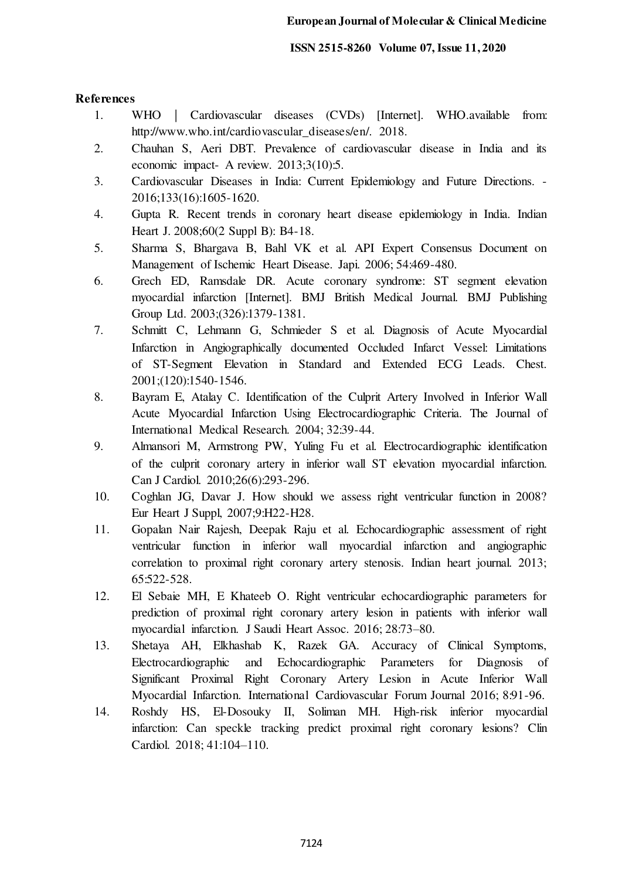**References**

1. WHO | Cardiovascular diseases (CVDs) [Internet]. WHO.available from: http://www.who.int/cardiovascular_diseases/en/. 2018.
2. Chauhan S, Aeri DBT. Prevalence of cardiovascular disease in India and its economic impact- A review. 2013;3(10):5.
3. Cardiovascular Diseases in India: Current Epidemiology and Future Directions. - 2016;133(16):1605-1620.
4. Gupta R. Recent trends in coronary heart disease epidemiology in India. Indian Heart J. 2008;60(2 Suppl B): B4-18.
5. Sharma S, Bhargava B, Bahl VK et al. API Expert Consensus Document on Management of Ischemic Heart Disease. Japi. 2006; 54:469-480.
6. Grech ED, Ramsdale DR. Acute coronary syndrome: ST segment elevation myocardial infarction [Internet]. BMJ British Medical Journal. BMJ Publishing Group Ltd. 2003;(326):1379-1381.
7. Schmitt C, Lehmann G, Schmieder S et al. Diagnosis of Acute Myocardial Infarction in Angiographically documented Occluded Infarct Vessel: Limitations of ST-Segment Elevation in Standard and Extended ECG Leads. Chest. 2001;(120):1540-1546.
8. Bayram E, Atalay C. Identification of the Culprit Artery Involved in Inferior Wall Acute Myocardial Infarction Using Electrocardiographic Criteria. The Journal of International Medical Research. 2004; 32:39-44.
9. Almansori M, Armstrong PW, Yuling Fu et al. Electrocardiographic identification of the culprit coronary artery in inferior wall ST elevation myocardial infarction. Can J Cardiol. 2010;26(6):293-296.
10. Coghlan JG, Davar J. How should we assess right ventricular function in 2008? Eur Heart J Suppl, 2007;9:H22-H28.
11. Gopalan Nair Rajesh, Deepak Raju et al. Echocardiographic assessment of right ventricular function in inferior wall myocardial infarction and angiographic correlation to proximal right coronary artery stenosis. Indian heart journal. 2013; 65:522-528.
12. El Sebaie MH, E Khateeb O. Right ventricular echocardiographic parameters for prediction of proximal right coronary artery lesion in patients with inferior wall myocardial infarction. J Saudi Heart Assoc. 2016; 28:73–80.
13. Shetaya AH, Elkhashab K, Razek GA. Accuracy of Clinical Symptoms, Electrocardiographic and Echocardiographic Parameters for Diagnosis of Significant Proximal Right Coronary Artery Lesion in Acute Inferior Wall Myocardial Infarction. International Cardiovascular Forum Journal 2016; 8:91-96.
14. Roshdy HS, El-Dosouky II, Soliman MH. High-risk inferior myocardial infarction: Can speckle tracking predict proximal right coronary lesions? Clin Cardiol. 2018; 41:104–110.